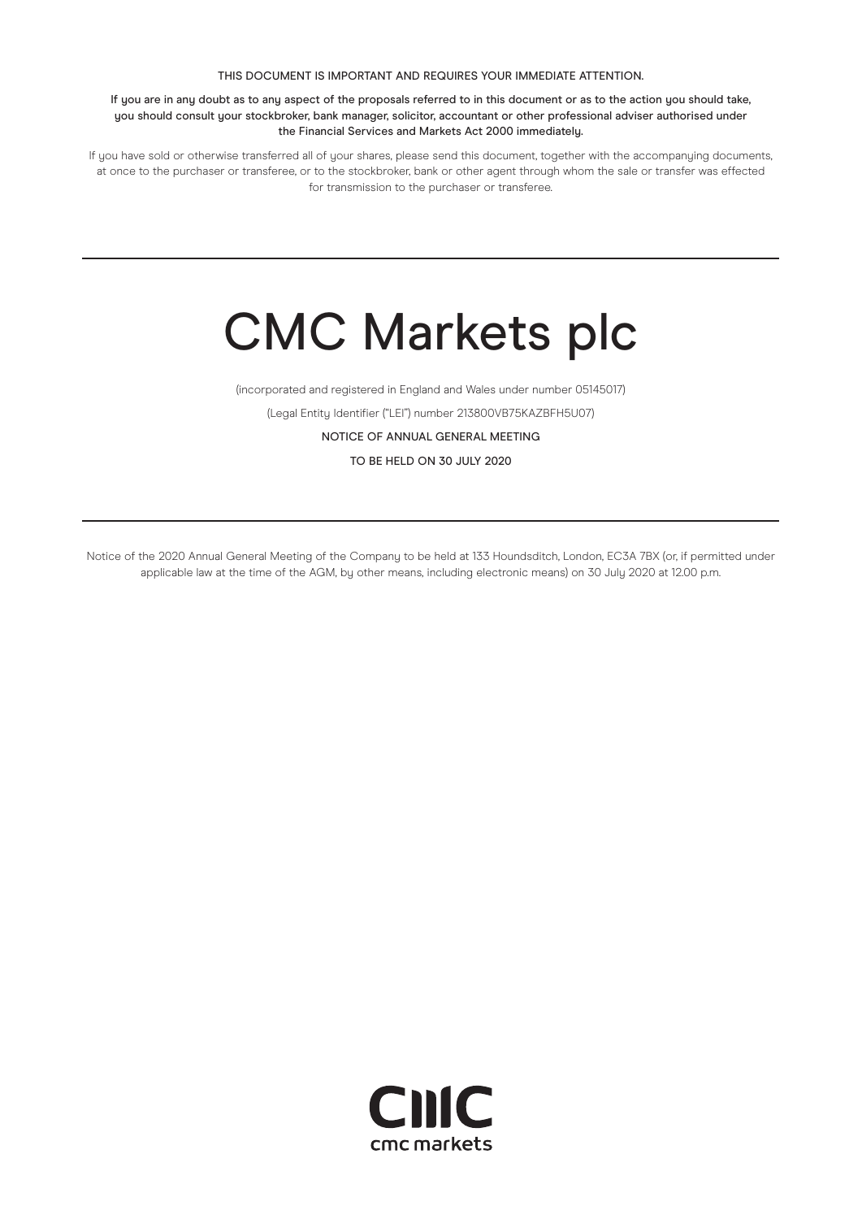THIS DOCUMENT IS IMPORTANT AND REQUIRES YOUR IMMEDIATE ATTENTION.

**If you are in any doubt as to any aspect of the proposals referred to in this document or as to the action you should take, you should consult your stockbroker, bank manager, solicitor, accountant or other professional adviser authorised under the Financial Services and Markets Act 2000 immediately.**

If you have sold or otherwise transferred all of your shares, please send this document, together with the accompanying documents, at once to the purchaser or transferee, or to the stockbroker, bank or other agent through whom the sale or transfer was effected for transmission to the purchaser or transferee.

---

# CMC Markets plc

(incorporated and registered in England and Wales under number 05145017)

(Legal Entity Identifier ("LEI") number 213800VB75KAZBFH5U07)

NOTICE OF ANNUAL GENERAL MEETING

TO BE HELD ON 30 JULY 2020

---

Notice of the 2020 Annual General Meeting of the Company to be held at 133 Houndsditch, London, EC3A 7BX (or, if permitted under applicable law at the time of the AGM, by other means, including electronic means) on 30 July 2020 at 12.00 p.m.

cmc markets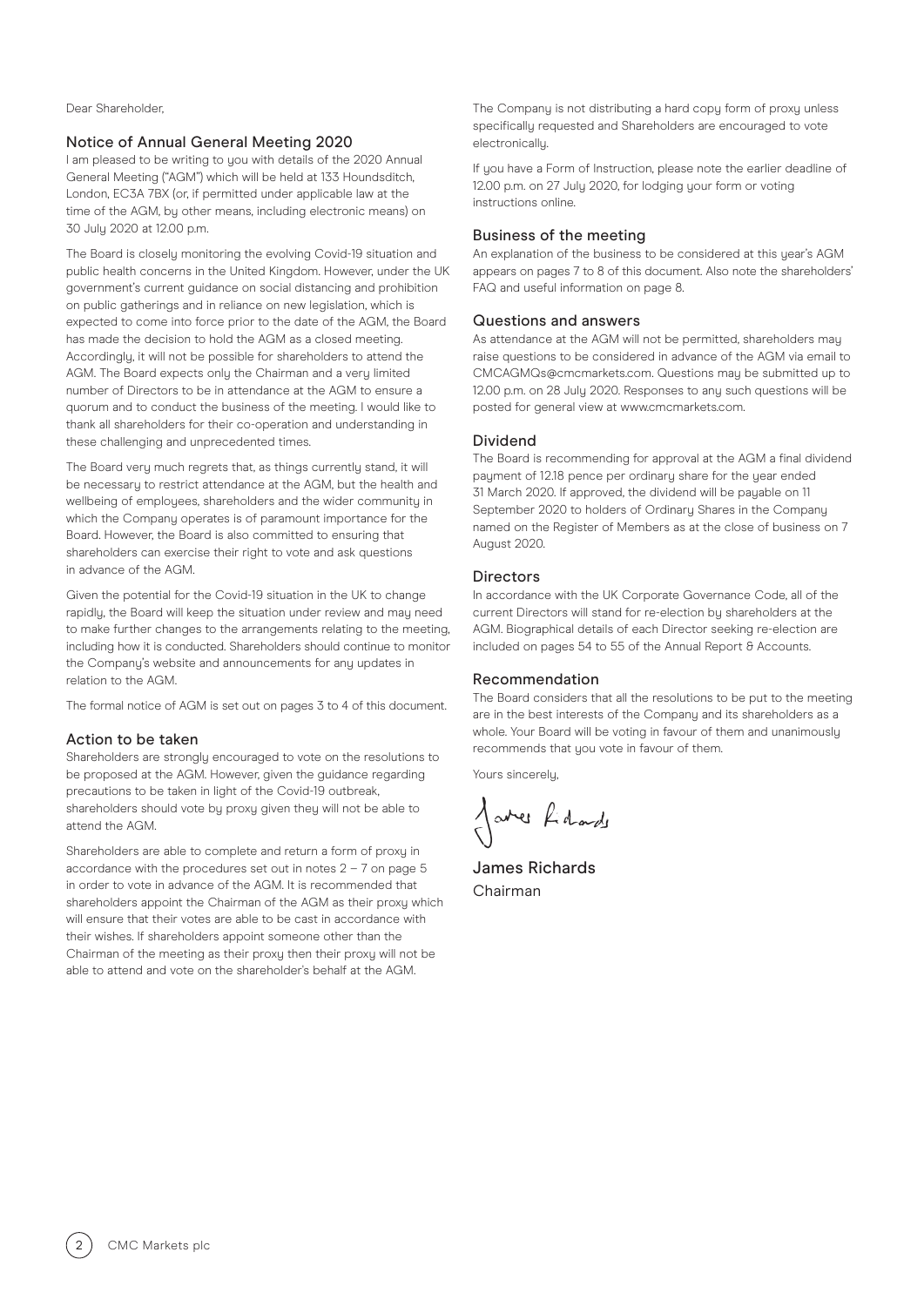Dear Shareholder,

## Notice of Annual General Meeting 2020

I am pleased to be writing to you with details of the 2020 Annual General Meeting ("AGM") which will be held at 133 Houndsditch, London, EC3A 7BX (or, if permitted under applicable law at the time of the AGM, by other means, including electronic means) on 30 July 2020 at 12.00 p.m.

The Board is closely monitoring the evolving Covid-19 situation and public health concerns in the United Kingdom. However, under the UK government's current guidance on social distancing and prohibition on public gatherings and in reliance on new legislation, which is expected to come into force prior to the date of the AGM, the Board has made the decision to hold the AGM as a closed meeting. Accordingly, it will not be possible for shareholders to attend the AGM. The Board expects only the Chairman and a very limited number of Directors to be in attendance at the AGM to ensure a quorum and to conduct the business of the meeting. I would like to thank all shareholders for their co-operation and understanding in these challenging and unprecedented times.

The Board very much regrets that, as things currently stand, it will be necessary to restrict attendance at the AGM, but the health and wellbeing of employees, shareholders and the wider community in which the Company operates is of paramount importance for the Board. However, the Board is also committed to ensuring that shareholders can exercise their right to vote and ask questions in advance of the AGM.

Given the potential for the Covid-19 situation in the UK to change rapidly, the Board will keep the situation under review and may need to make further changes to the arrangements relating to the meeting, including how it is conducted. Shareholders should continue to monitor the Company's website and announcements for any updates in relation to the AGM.

The formal notice of AGM is set out on pages 3 to 4 of this document.

## Action to be taken

Shareholders are strongly encouraged to vote on the resolutions to be proposed at the AGM. However, given the guidance regarding precautions to be taken in light of the Covid-19 outbreak, shareholders should vote by proxy given they will not be able to attend the AGM.

Shareholders are able to complete and return a form of proxy in accordance with the procedures set out in notes 2 – 7 on page 5 in order to vote in advance of the AGM. It is recommended that shareholders appoint the Chairman of the AGM as their proxy which will ensure that their votes are able to be cast in accordance with their wishes. If shareholders appoint someone other than the Chairman of the meeting as their proxy then their proxy will not be able to attend and vote on the shareholder's behalf at the AGM.

The Company is not distributing a hard copy form of proxy unless specifically requested and Shareholders are encouraged to vote electronically.

If you have a Form of Instruction, please note the earlier deadline of 12.00 p.m. on 27 July 2020, for lodging your form or voting instructions online.

## Business of the meeting

An explanation of the business to be considered at this year's AGM appears on pages 7 to 8 of this document. Also note the shareholders' FAQ and useful information on page 8.

## Questions and answers

As attendance at the AGM will not be permitted, shareholders may raise questions to be considered in advance of the AGM via email to CMCAGMQs@cmcmarkets.com. Questions may be submitted up to 12.00 p.m. on 28 July 2020. Responses to any such questions will be posted for general view at www.cmcmarkets.com.

## Dividend

The Board is recommending for approval at the AGM a final dividend payment of 12.18 pence per ordinary share for the year ended 31 March 2020. If approved, the dividend will be payable on 11 September 2020 to holders of Ordinary Shares in the Company named on the Register of Members as at the close of business on 7 August 2020.

## Directors

In accordance with the UK Corporate Governance Code, all of the current Directors will stand for re-election by shareholders at the AGM. Biographical details of each Director seeking re-election are included on pages 54 to 55 of the Annual Report & Accounts.

## Recommendation

The Board considers that all the resolutions to be put to the meeting are in the best interests of the Company and its shareholders as a whole. Your Board will be voting in favour of them and unanimously recommends that you vote in favour of them.

Yours sincerely,

James Richards
Chairman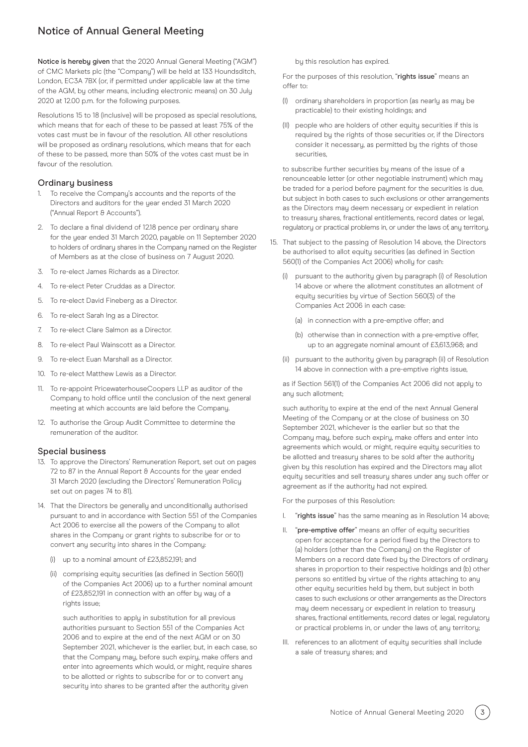# Notice of Annual General Meeting

**Notice is hereby given** that the 2020 Annual General Meeting ("AGM") of CMC Markets plc (the "Company") will be held at 133 Houndsditch, London, EC3A 7BX (or, if permitted under applicable law at the time of the AGM, by other means, including electronic means) on 30 July 2020 at 12.00 p.m. for the following purposes.

Resolutions 15 to 18 (inclusive) will be proposed as special resolutions, which means that for each of these to be passed at least 75% of the votes cast must be in favour of the resolution. All other resolutions will be proposed as ordinary resolutions, which means that for each of these to be passed, more than 50% of the votes cast must be in favour of the resolution.

## Ordinary business

1. To receive the Company's accounts and the reports of the Directors and auditors for the year ended 31 March 2020 ("Annual Report & Accounts").
2. To declare a final dividend of 12.18 pence per ordinary share for the year ended 31 March 2020, payable on 11 September 2020 to holders of ordinary shares in the Company named on the Register of Members as at the close of business on 7 August 2020.
3. To re-elect James Richards as a Director.
4. To re-elect Peter Cruddas as a Director.
5. To re-elect David Fineberg as a Director.
6. To re-elect Sarah Ing as a Director.
7. To re-elect Clare Salmon as a Director.
8. To re-elect Paul Wainscott as a Director.
9. To re-elect Euan Marshall as a Director.
10. To re-elect Matthew Lewis as a Director.
11. To re-appoint PricewaterhouseCoopers LLP as auditor of the Company to hold office until the conclusion of the next general meeting at which accounts are laid before the Company.
12. To authorise the Group Audit Committee to determine the remuneration of the auditor.

## Special business

13. To approve the Directors' Remuneration Report, set out on pages 72 to 87 in the Annual Report & Accounts for the year ended 31 March 2020 (excluding the Directors' Remuneration Policy set out on pages 74 to 81).
14. That the Directors be generally and unconditionally authorised pursuant to and in accordance with Section 551 of the Companies Act 2006 to exercise all the powers of the Company to allot shares in the Company or grant rights to subscribe for or to convert any security into shares in the Company:

    (i) up to a nominal amount of £23,852,191; and

    (ii) comprising equity securities (as defined in Section 560(1) of the Companies Act 2006) up to a further nominal amount of £23,852,191 in connection with an offer by way of a rights issue;

    such authorities to apply in substitution for all previous authorities pursuant to Section 551 of the Companies Act 2006 and to expire at the end of the next AGM or on 30 September 2021, whichever is the earlier, but, in each case, so that the Company may, before such expiry, make offers and enter into agreements which would, or might, require shares to be allotted or rights to subscribe for or to convert any security into shares to be granted after the authority given by this resolution has expired.

    For the purposes of this resolution, "**rights issue**" means an offer to:

    (I) ordinary shareholders in proportion (as nearly as may be practicable) to their existing holdings; and

    (II) people who are holders of other equity securities if this is required by the rights of those securities or, if the Directors consider it necessary, as permitted by the rights of those securities,

    to subscribe further securities by means of the issue of a renounceable letter (or other negotiable instrument) which may be traded for a period before payment for the securities is due, but subject in both cases to such exclusions or other arrangements as the Directors may deem necessary or expedient in relation to treasury shares, fractional entitlements, record dates or legal, regulatory or practical problems in, or under the laws of, any territory.

15. That subject to the passing of Resolution 14 above, the Directors be authorised to allot equity securities (as defined in Section 560(1) of the Companies Act 2006) wholly for cash:

    (i) pursuant to the authority given by paragraph (i) of Resolution 14 above or where the allotment constitutes an allotment of equity securities by virtue of Section 560(3) of the Companies Act 2006 in each case:

    (a) in connection with a pre-emptive offer; and

    (b) otherwise than in connection with a pre-emptive offer, up to an aggregate nominal amount of £3,613,968; and

    (ii) pursuant to the authority given by paragraph (ii) of Resolution 14 above in connection with a pre-emptive rights issue,

    as if Section 561(1) of the Companies Act 2006 did not apply to any such allotment;

    such authority to expire at the end of the next Annual General Meeting of the Company or at the close of business on 30 September 2021, whichever is the earlier but so that the Company may, before such expiry, make offers and enter into agreements which would, or might, require equity securities to be allotted and treasury shares to be sold after the authority given by this resolution has expired and the Directors may allot equity securities and sell treasury shares under any such offer or agreement as if the authority had not expired.

    For the purposes of this Resolution:

    I. "**rights issue**" has the same meaning as in Resolution 14 above;

    II. "**pre-emptive offer**" means an offer of equity securities open for acceptance for a period fixed by the Directors to (a) holders (other than the Company) on the Register of Members on a record date fixed by the Directors of ordinary shares in proportion to their respective holdings and (b) other persons so entitled by virtue of the rights attaching to any other equity securities held by them, but subject in both cases to such exclusions or other arrangements as the Directors may deem necessary or expedient in relation to treasury shares, fractional entitlements, record dates or legal, regulatory or practical problems in, or under the laws of, any territory;

    III. references to an allotment of equity securities shall include a sale of treasury shares; and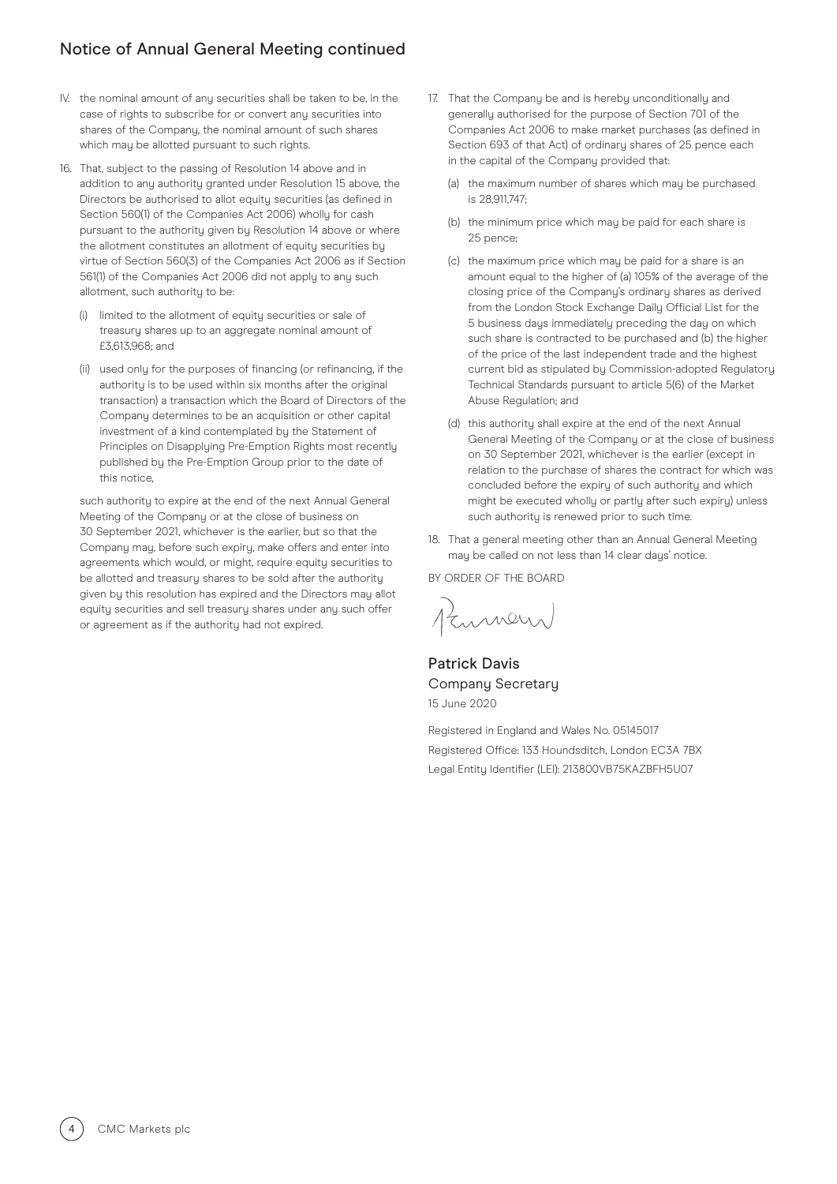## Notice of Annual General Meeting continued

IV. the nominal amount of any securities shall be taken to be, in the case of rights to subscribe for or convert any securities into shares of the Company, the nominal amount of such shares which may be allotted pursuant to such rights.

16. That, subject to the passing of Resolution 14 above and in addition to any authority granted under Resolution 15 above, the Directors be authorised to allot equity securities (as defined in Section 560(1) of the Companies Act 2006) wholly for cash pursuant to the authority given by Resolution 14 above or where the allotment constitutes an allotment of equity securities by virtue of Section 560(3) of the Companies Act 2006 as if Section 561(1) of the Companies Act 2006 did not apply to any such allotment, such authority to be:

    (i) limited to the allotment of equity securities or sale of treasury shares up to an aggregate nominal amount of £3,613,968; and

    (ii) used only for the purposes of financing (or refinancing, if the authority is to be used within six months after the original transaction) a transaction which the Board of Directors of the Company determines to be an acquisition or other capital investment of a kind contemplated by the Statement of Principles on Disapplying Pre-Emption Rights most recently published by the Pre-Emption Group prior to the date of this notice,

    such authority to expire at the end of the next Annual General Meeting of the Company or at the close of business on 30 September 2021, whichever is the earlier, but so that the Company may, before such expiry, make offers and enter into agreements which would, or might, require equity securities to be allotted and treasury shares to be sold after the authority given by this resolution has expired and the Directors may allot equity securities and sell treasury shares under any such offer or agreement as if the authority had not expired.

17. That the Company be and is hereby unconditionally and generally authorised for the purpose of Section 701 of the Companies Act 2006 to make market purchases (as defined in Section 693 of that Act) of ordinary shares of 25 pence each in the capital of the Company provided that:

    (a) the maximum number of shares which may be purchased is 28,911,747;

    (b) the minimum price which may be paid for each share is 25 pence;

    (c) the maximum price which may be paid for a share is an amount equal to the higher of (a) 105% of the average of the closing price of the Company's ordinary shares as derived from the London Stock Exchange Daily Official List for the 5 business days immediately preceding the day on which such share is contracted to be purchased and (b) the higher of the price of the last independent trade and the highest current bid as stipulated by Commission-adopted Regulatory Technical Standards pursuant to article 5(6) of the Market Abuse Regulation; and

    (d) this authority shall expire at the end of the next Annual General Meeting of the Company or at the close of business on 30 September 2021, whichever is the earlier (except in relation to the purchase of shares the contract for which was concluded before the expiry of such authority and which might be executed wholly or partly after such expiry) unless such authority is renewed prior to such time.

18. That a general meeting other than an Annual General Meeting may be called on not less than 14 clear days' notice.

BY ORDER OF THE BOARD

**Patrick Davis**
Company Secretary
15 June 2020

Registered in England and Wales No. 05145017
Registered Office: 133 Houndsditch, London EC3A 7BX
Legal Entity Identifier (LEI): 213800VB75KAZBFH5U07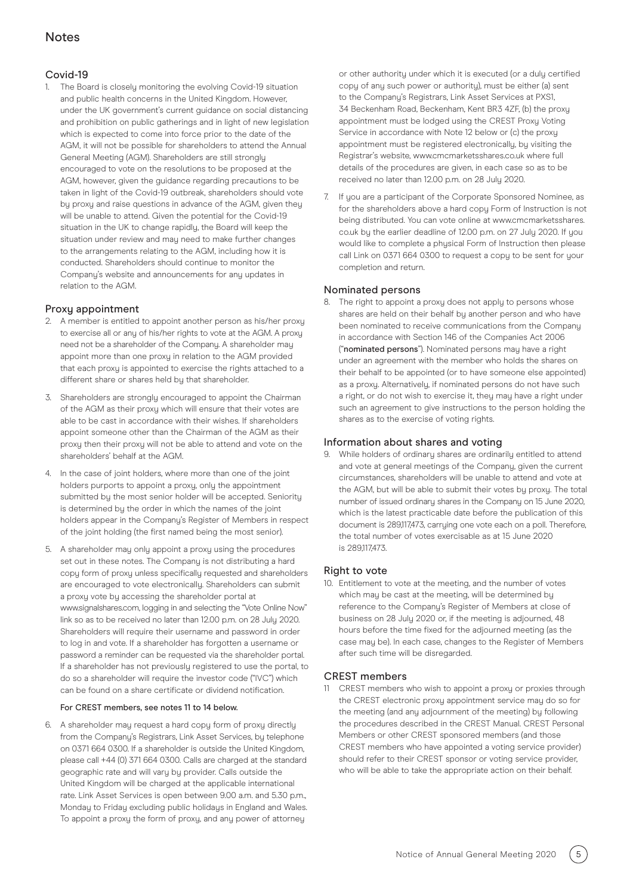# Notes

## Covid-19

1. The Board is closely monitoring the evolving Covid-19 situation and public health concerns in the United Kingdom. However, under the UK government's current guidance on social distancing and prohibition on public gatherings and in light of new legislation which is expected to come into force prior to the date of the AGM, it will not be possible for shareholders to attend the Annual General Meeting (AGM). Shareholders are still strongly encouraged to vote on the resolutions to be proposed at the AGM, however, given the guidance regarding precautions to be taken in light of the Covid-19 outbreak, shareholders should vote by proxy and raise questions in advance of the AGM, given they will be unable to attend. Given the potential for the Covid-19 situation in the UK to change rapidly, the Board will keep the situation under review and may need to make further changes to the arrangements relating to the AGM, including how it is conducted. Shareholders should continue to monitor the Company's website and announcements for any updates in relation to the AGM.

## Proxy appointment

2. A member is entitled to appoint another person as his/her proxy to exercise all or any of his/her rights to vote at the AGM. A proxy need not be a shareholder of the Company. A shareholder may appoint more than one proxy in relation to the AGM provided that each proxy is appointed to exercise the rights attached to a different share or shares held by that shareholder.

3. Shareholders are strongly encouraged to appoint the Chairman of the AGM as their proxy which will ensure that their votes are able to be cast in accordance with their wishes. If shareholders appoint someone other than the Chairman of the AGM as their proxy then their proxy will not be able to attend and vote on the shareholders' behalf at the AGM.

4. In the case of joint holders, where more than one of the joint holders purports to appoint a proxy, only the appointment submitted by the most senior holder will be accepted. Seniority is determined by the order in which the names of the joint holders appear in the Company's Register of Members in respect of the joint holding (the first named being the most senior).

5. A shareholder may only appoint a proxy using the procedures set out in these notes. The Company is not distributing a hard copy form of proxy unless specifically requested and shareholders are encouraged to vote electronically. Shareholders can submit a proxy vote by accessing the shareholder portal at www.signalshares.com, logging in and selecting the "Vote Online Now" link so as to be received no later than 12.00 p.m. on 28 July 2020. Shareholders will require their username and password in order to log in and vote. If a shareholder has forgotten a username or password a reminder can be requested via the shareholder portal. If a shareholder has not previously registered to use the portal, to do so a shareholder will require the investor code ("IVC") which can be found on a share certificate or dividend notification.

   **For CREST members, see notes 11 to 14 below.**

6. A shareholder may request a hard copy form of proxy directly from the Company's Registrars, Link Asset Services, by telephone on 0371 664 0300. If a shareholder is outside the United Kingdom, please call +44 (0) 371 664 0300. Calls are charged at the standard geographic rate and will vary by provider. Calls outside the United Kingdom will be charged at the applicable international rate. Link Asset Services is open between 9.00 a.m. and 5.30 p.m., Monday to Friday excluding public holidays in England and Wales. To appoint a proxy the form of proxy, and any power of attorney or other authority under which it is executed (or a duly certified copy of any such power or authority), must be either (a) sent to the Company's Registrars, Link Asset Services at PXS1, 34 Beckenham Road, Beckenham, Kent BR3 4ZF, (b) the proxy appointment must be lodged using the CREST Proxy Voting Service in accordance with Note 12 below or (c) the proxy appointment must be registered electronically, by visiting the Registrar's website, www.cmcmarketsshares.co.uk where full details of the procedures are given, in each case so as to be received no later than 12.00 p.m. on 28 July 2020.

7. If you are a participant of the Corporate Sponsored Nominee, as for the shareholders above a hard copy Form of Instruction is not being distributed. You can vote online at www.cmcmarketsshares.co.uk by the earlier deadline of 12.00 p.m. on 27 July 2020. If you would like to complete a physical Form of Instruction then please call Link on 0371 664 0300 to request a copy to be sent for your completion and return.

## Nominated persons

8. The right to appoint a proxy does not apply to persons whose shares are held on their behalf by another person and who have been nominated to receive communications from the Company in accordance with Section 146 of the Companies Act 2006 ("**nominated persons**"). Nominated persons may have a right under an agreement with the member who holds the shares on their behalf to be appointed (or to have someone else appointed) as a proxy. Alternatively, if nominated persons do not have such a right, or do not wish to exercise it, they may have a right under such an agreement to give instructions to the person holding the shares as to the exercise of voting rights.

## Information about shares and voting

9. While holders of ordinary shares are ordinarily entitled to attend and vote at general meetings of the Company, given the current circumstances, shareholders will be unable to attend and vote at the AGM, but will be able to submit their votes by proxy. The total number of issued ordinary shares in the Company on 15 June 2020, which is the latest practicable date before the publication of this document is 289,117,473, carrying one vote each on a poll. Therefore, the total number of votes exercisable as at 15 June 2020 is 289,117,473.

## Right to vote

10. Entitlement to vote at the meeting, and the number of votes which may be cast at the meeting, will be determined by reference to the Company's Register of Members at close of business on 28 July 2020 or, if the meeting is adjourned, 48 hours before the time fixed for the adjourned meeting (as the case may be). In each case, changes to the Register of Members after such time will be disregarded.

## CREST members

11. CREST members who wish to appoint a proxy or proxies through the CREST electronic proxy appointment service may do so for the meeting (and any adjournment of the meeting) by following the procedures described in the CREST Manual. CREST Personal Members or other CREST sponsored members (and those CREST members who have appointed a voting service provider) should refer to their CREST sponsor or voting service provider, who will be able to take the appropriate action on their behalf.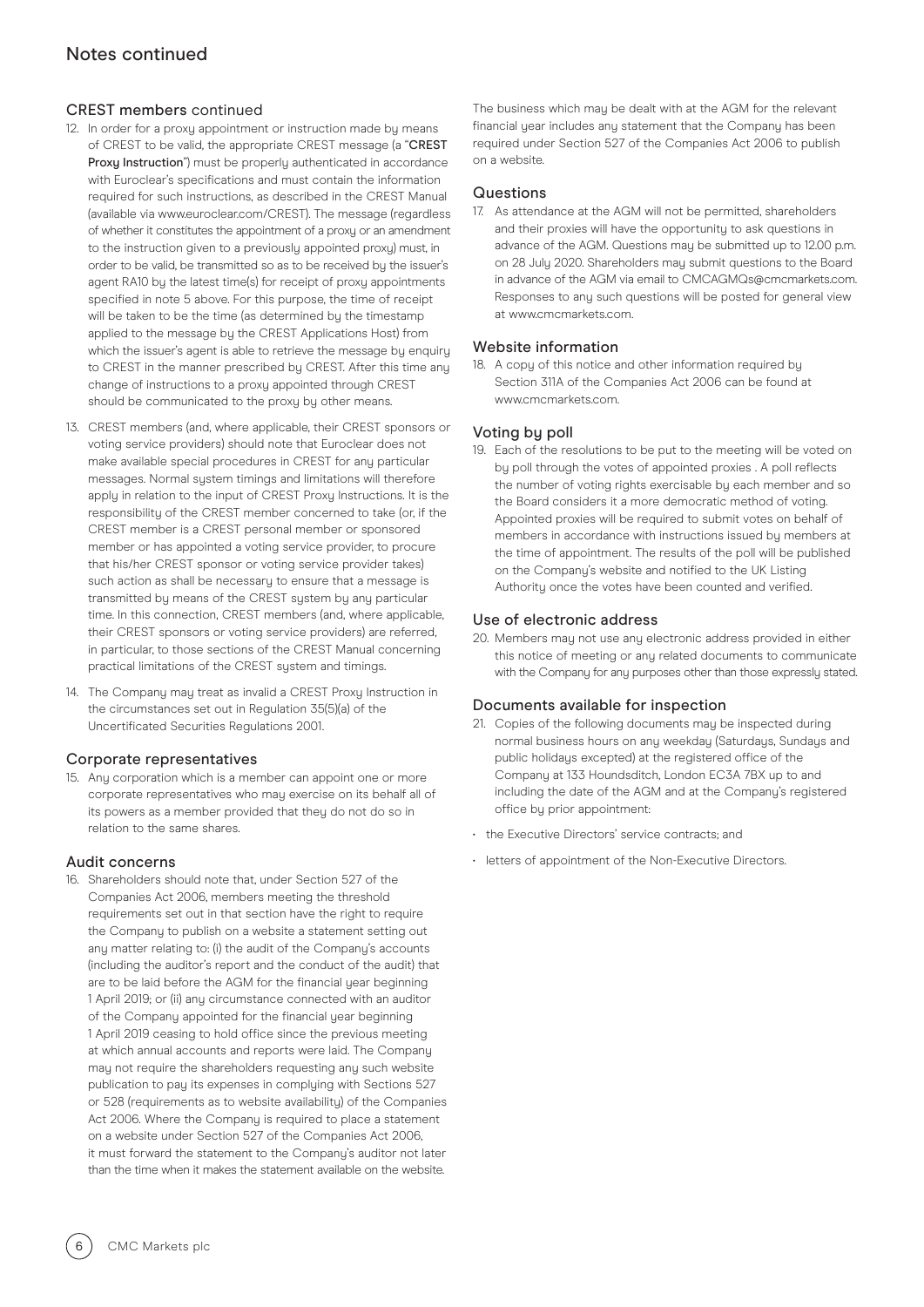# Notes continued

## CREST members continued

12. In order for a proxy appointment or instruction made by means of CREST to be valid, the appropriate CREST message (a "**CREST Proxy Instruction**") must be properly authenticated in accordance with Euroclear's specifications and must contain the information required for such instructions, as described in the CREST Manual (available via www.euroclear.com/CREST). The message (regardless of whether it constitutes the appointment of a proxy or an amendment to the instruction given to a previously appointed proxy) must, in order to be valid, be transmitted so as to be received by the issuer's agent RA10 by the latest time(s) for receipt of proxy appointments specified in note 5 above. For this purpose, the time of receipt will be taken to be the time (as determined by the timestamp applied to the message by the CREST Applications Host) from which the issuer's agent is able to retrieve the message by enquiry to CREST in the manner prescribed by CREST. After this time any change of instructions to a proxy appointed through CREST should be communicated to the proxy by other means.

13. CREST members (and, where applicable, their CREST sponsors or voting service providers) should note that Euroclear does not make available special procedures in CREST for any particular messages. Normal system timings and limitations will therefore apply in relation to the input of CREST Proxy Instructions. It is the responsibility of the CREST member concerned to take (or, if the CREST member is a CREST personal member or sponsored member or has appointed a voting service provider, to procure that his/her CREST sponsor or voting service provider takes) such action as shall be necessary to ensure that a message is transmitted by means of the CREST system by any particular time. In this connection, CREST members (and, where applicable, their CREST sponsors or voting service providers) are referred, in particular, to those sections of the CREST Manual concerning practical limitations of the CREST system and timings.

14. The Company may treat as invalid a CREST Proxy Instruction in the circumstances set out in Regulation 35(5)(a) of the Uncertificated Securities Regulations 2001.

## Corporate representatives

15. Any corporation which is a member can appoint one or more corporate representatives who may exercise on its behalf all of its powers as a member provided that they do not do so in relation to the same shares.

## Audit concerns

16. Shareholders should note that, under Section 527 of the Companies Act 2006, members meeting the threshold requirements set out in that section have the right to require the Company to publish on a website a statement setting out any matter relating to: (i) the audit of the Company's accounts (including the auditor's report and the conduct of the audit) that are to be laid before the AGM for the financial year beginning 1 April 2019; or (ii) any circumstance connected with an auditor of the Company appointed for the financial year beginning 1 April 2019 ceasing to hold office since the previous meeting at which annual accounts and reports were laid. The Company may not require the shareholders requesting any such website publication to pay its expenses in complying with Sections 527 or 528 (requirements as to website availability) of the Companies Act 2006. Where the Company is required to place a statement on a website under Section 527 of the Companies Act 2006, it must forward the statement to the Company's auditor not later than the time when it makes the statement available on the website. The business which may be dealt with at the AGM for the relevant financial year includes any statement that the Company has been required under Section 527 of the Companies Act 2006 to publish on a website.

## Questions

17. As attendance at the AGM will not be permitted, shareholders and their proxies will have the opportunity to ask questions in advance of the AGM. Questions may be submitted up to 12.00 p.m. on 28 July 2020. Shareholders may submit questions to the Board in advance of the AGM via email to CMCAGMQs@cmcmarkets.com. Responses to any such questions will be posted for general view at www.cmcmarkets.com.

## Website information

18. A copy of this notice and other information required by Section 311A of the Companies Act 2006 can be found at www.cmcmarkets.com.

## Voting by poll

19. Each of the resolutions to be put to the meeting will be voted on by poll through the votes of appointed proxies . A poll reflects the number of voting rights exercisable by each member and so the Board considers it a more democratic method of voting. Appointed proxies will be required to submit votes on behalf of members in accordance with instructions issued by members at the time of appointment. The results of the poll will be published on the Company's website and notified to the UK Listing Authority once the votes have been counted and verified.

## Use of electronic address

20. Members may not use any electronic address provided in either this notice of meeting or any related documents to communicate with the Company for any purposes other than those expressly stated.

## Documents available for inspection

21. Copies of the following documents may be inspected during normal business hours on any weekday (Saturdays, Sundays and public holidays excepted) at the registered office of the Company at 133 Houndsditch, London EC3A 7BX up to and including the date of the AGM and at the Company's registered office by prior appointment:

- the Executive Directors' service contracts; and
- letters of appointment of the Non-Executive Directors.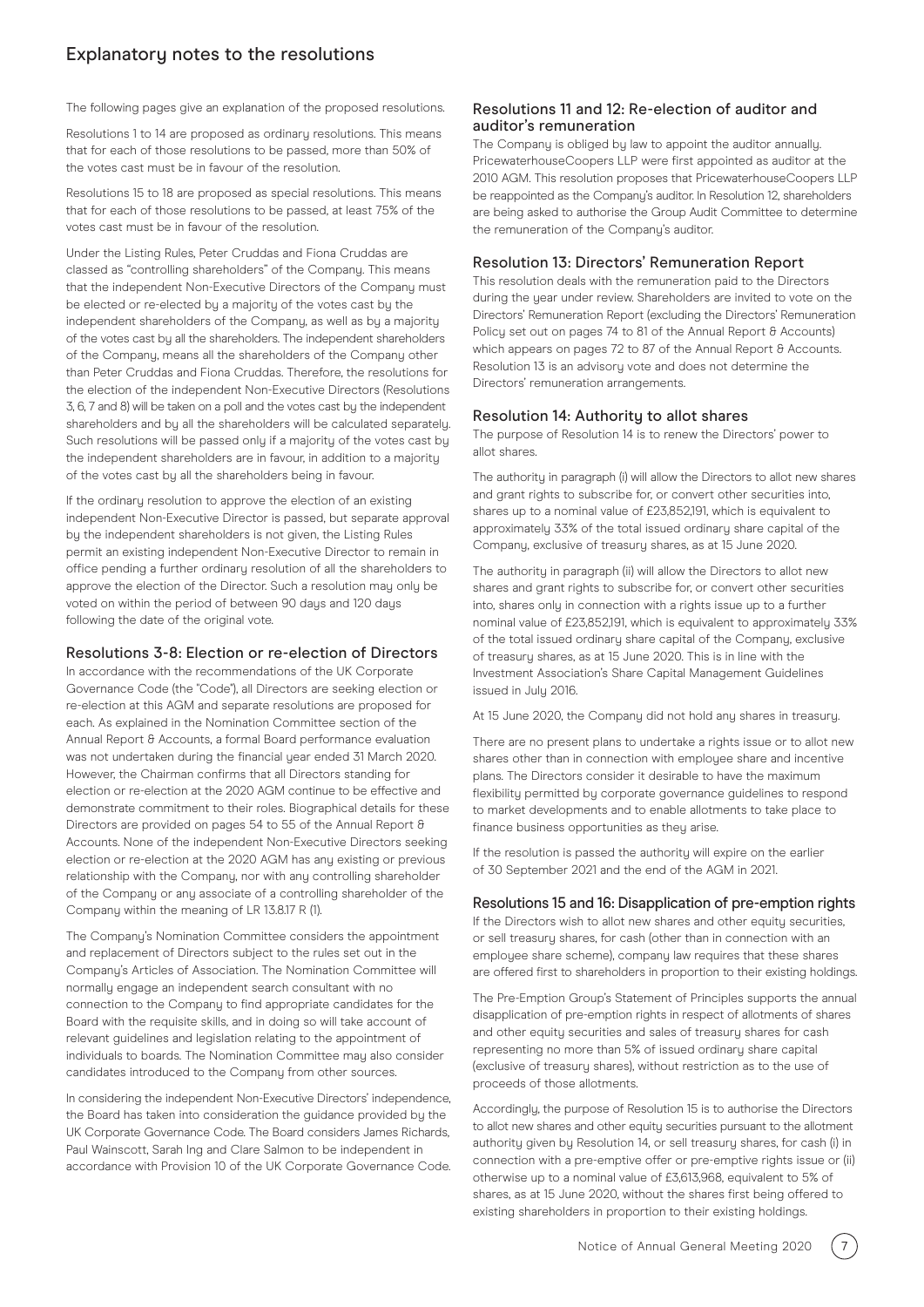# Explanatory notes to the resolutions

The following pages give an explanation of the proposed resolutions.

Resolutions 1 to 14 are proposed as ordinary resolutions. This means that for each of those resolutions to be passed, more than 50% of the votes cast must be in favour of the resolution.

Resolutions 15 to 18 are proposed as special resolutions. This means that for each of those resolutions to be passed, at least 75% of the votes cast must be in favour of the resolution.

Under the Listing Rules, Peter Cruddas and Fiona Cruddas are classed as "controlling shareholders" of the Company. This means that the independent Non-Executive Directors of the Company must be elected or re-elected by a majority of the votes cast by the independent shareholders of the Company, as well as by a majority of the votes cast by all the shareholders. The independent shareholders of the Company, means all the shareholders of the Company other than Peter Cruddas and Fiona Cruddas. Therefore, the resolutions for the election of the independent Non-Executive Directors (Resolutions 3, 6, 7 and 8) will be taken on a poll and the votes cast by the independent shareholders and by all the shareholders will be calculated separately. Such resolutions will be passed only if a majority of the votes cast by the independent shareholders are in favour, in addition to a majority of the votes cast by all the shareholders being in favour.

If the ordinary resolution to approve the election of an existing independent Non-Executive Director is passed, but separate approval by the independent shareholders is not given, the Listing Rules permit an existing independent Non-Executive Director to remain in office pending a further ordinary resolution of all the shareholders to approve the election of the Director. Such a resolution may only be voted on within the period of between 90 days and 120 days following the date of the original vote.

## Resolutions 3-8: Election or re-election of Directors

In accordance with the recommendations of the UK Corporate Governance Code (the "Code"), all Directors are seeking election or re-election at this AGM and separate resolutions are proposed for each. As explained in the Nomination Committee section of the Annual Report & Accounts, a formal Board performance evaluation was not undertaken during the financial year ended 31 March 2020. However, the Chairman confirms that all Directors standing for election or re-election at the 2020 AGM continue to be effective and demonstrate commitment to their roles. Biographical details for these Directors are provided on pages 54 to 55 of the Annual Report & Accounts. None of the independent Non-Executive Directors seeking election or re-election at the 2020 AGM has any existing or previous relationship with the Company, nor with any controlling shareholder of the Company or any associate of a controlling shareholder of the Company within the meaning of LR 13.8.17 R (1).

The Company's Nomination Committee considers the appointment and replacement of Directors subject to the rules set out in the Company's Articles of Association. The Nomination Committee will normally engage an independent search consultant with no connection to the Company to find appropriate candidates for the Board with the requisite skills, and in doing so will take account of relevant guidelines and legislation relating to the appointment of individuals to boards. The Nomination Committee may also consider candidates introduced to the Company from other sources.

In considering the independent Non-Executive Directors' independence, the Board has taken into consideration the guidance provided by the UK Corporate Governance Code. The Board considers James Richards, Paul Wainscott, Sarah Ing and Clare Salmon to be independent in accordance with Provision 10 of the UK Corporate Governance Code.

## Resolutions 11 and 12: Re-election of auditor and auditor's remuneration

The Company is obliged by law to appoint the auditor annually. PricewaterhouseCoopers LLP were first appointed as auditor at the 2010 AGM. This resolution proposes that PricewaterhouseCoopers LLP be reappointed as the Company's auditor. In Resolution 12, shareholders are being asked to authorise the Group Audit Committee to determine the remuneration of the Company's auditor.

## Resolution 13: Directors' Remuneration Report

This resolution deals with the remuneration paid to the Directors during the year under review. Shareholders are invited to vote on the Directors' Remuneration Report (excluding the Directors' Remuneration Policy set out on pages 74 to 81 of the Annual Report & Accounts) which appears on pages 72 to 87 of the Annual Report & Accounts. Resolution 13 is an advisory vote and does not determine the Directors' remuneration arrangements.

## Resolution 14: Authority to allot shares

The purpose of Resolution 14 is to renew the Directors' power to allot shares.

The authority in paragraph (i) will allow the Directors to allot new shares and grant rights to subscribe for, or convert other securities into, shares up to a nominal value of £23,852,191, which is equivalent to approximately 33% of the total issued ordinary share capital of the Company, exclusive of treasury shares, as at 15 June 2020.

The authority in paragraph (ii) will allow the Directors to allot new shares and grant rights to subscribe for, or convert other securities into, shares only in connection with a rights issue up to a further nominal value of £23,852,191, which is equivalent to approximately 33% of the total issued ordinary share capital of the Company, exclusive of treasury shares, as at 15 June 2020. This is in line with the Investment Association's Share Capital Management Guidelines issued in July 2016.

At 15 June 2020, the Company did not hold any shares in treasury.

There are no present plans to undertake a rights issue or to allot new shares other than in connection with employee share and incentive plans. The Directors consider it desirable to have the maximum flexibility permitted by corporate governance guidelines to respond to market developments and to enable allotments to take place to finance business opportunities as they arise.

If the resolution is passed the authority will expire on the earlier of 30 September 2021 and the end of the AGM in 2021.

## Resolutions 15 and 16: Disapplication of pre-emption rights

If the Directors wish to allot new shares and other equity securities, or sell treasury shares, for cash (other than in connection with an employee share scheme), company law requires that these shares are offered first to shareholders in proportion to their existing holdings.

The Pre-Emption Group's Statement of Principles supports the annual disapplication of pre-emption rights in respect of allotments of shares and other equity securities and sales of treasury shares for cash representing no more than 5% of issued ordinary share capital (exclusive of treasury shares), without restriction as to the use of proceeds of those allotments.

Accordingly, the purpose of Resolution 15 is to authorise the Directors to allot new shares and other equity securities pursuant to the allotment authority given by Resolution 14, or sell treasury shares, for cash (i) in connection with a pre-emptive offer or pre-emptive rights issue or (ii) otherwise up to a nominal value of £3,613,968, equivalent to 5% of shares, as at 15 June 2020, without the shares first being offered to existing shareholders in proportion to their existing holdings.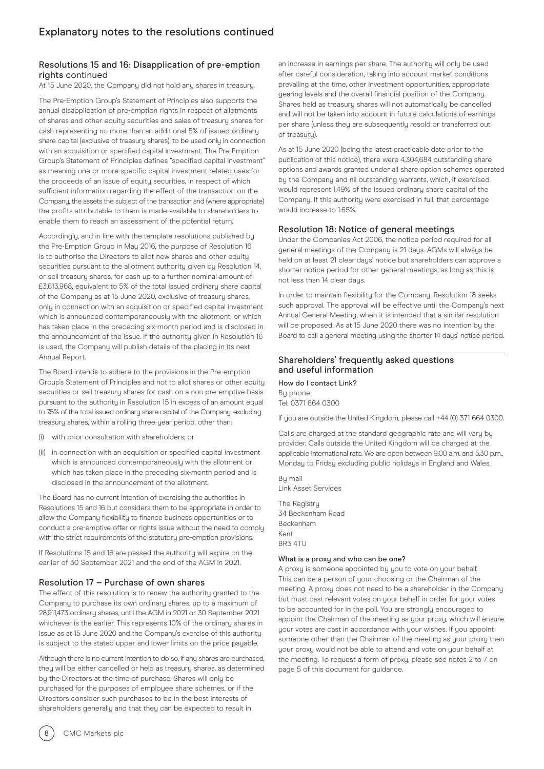# Explanatory notes to the resolutions continued

## Resolutions 15 and 16: Disapplication of pre-emption rights continued

At 15 June 2020, the Company did not hold any shares in treasury.

The Pre-Emption Group's Statement of Principles also supports the annual disapplication of pre-emption rights in respect of allotments of shares and other equity securities and sales of treasury shares for cash representing no more than an additional 5% of issued ordinary share capital (exclusive of treasury shares), to be used only in connection with an acquisition or specified capital investment. The Pre-Emption Group's Statement of Principles defines "specified capital investment" as meaning one or more specific capital investment related uses for the proceeds of an issue of equity securities, in respect of which sufficient information regarding the effect of the transaction on the Company, the assets the subject of the transaction and (where appropriate) the profits attributable to them is made available to shareholders to enable them to reach an assessment of the potential return.

Accordingly, and in line with the template resolutions published by the Pre-Emption Group in May 2016, the purpose of Resolution 16 is to authorise the Directors to allot new shares and other equity securities pursuant to the allotment authority given by Resolution 14, or sell treasury shares, for cash up to a further nominal amount of £3,613,968, equivalent to 5% of the total issued ordinary share capital of the Company as at 15 June 2020, exclusive of treasury shares, only in connection with an acquisition or specified capital investment which is announced contemporaneously with the allotment, or which has taken place in the preceding six-month period and is disclosed in the announcement of the issue. If the authority given in Resolution 16 is used, the Company will publish details of the placing in its next Annual Report.

The Board intends to adhere to the provisions in the Pre-emption Group's Statement of Principles and not to allot shares or other equity securities or sell treasury shares for cash on a non pre-emptive basis pursuant to the authority in Resolution 15 in excess of an amount equal to 7.5% of the total issued ordinary share capital of the Company, excluding treasury shares, within a rolling three-year period, other than:

(i) with prior consultation with shareholders; or

(ii) in connection with an acquisition or specified capital investment which is announced contemporaneously with the allotment or which has taken place in the preceding six-month period and is disclosed in the announcement of the allotment.

The Board has no current intention of exercising the authorities in Resolutions 15 and 16 but considers them to be appropriate in order to allow the Company flexibility to finance business opportunities or to conduct a pre-emptive offer or rights issue without the need to comply with the strict requirements of the statutory pre-emption provisions.

If Resolutions 15 and 16 are passed the authority will expire on the earlier of 30 September 2021 and the end of the AGM in 2021.

## Resolution 17 – Purchase of own shares

The effect of this resolution is to renew the authority granted to the Company to purchase its own ordinary shares, up to a maximum of 28,911,473 ordinary shares, until the AGM in 2021 or 30 September 2021 whichever is the earlier. This represents 10% of the ordinary shares in issue as at 15 June 2020 and the Company's exercise of this authority is subject to the stated upper and lower limits on the price payable.

Although there is no current intention to do so, if any shares are purchased, they will be either cancelled or held as treasury shares, as determined by the Directors at the time of purchase. Shares will only be purchased for the purposes of employee share schemes, or if the Directors consider such purchases to be in the best interests of shareholders generally and that they can be expected to result in an increase in earnings per share. The authority will only be used after careful consideration, taking into account market conditions prevailing at the time, other investment opportunities, appropriate gearing levels and the overall financial position of the Company. Shares held as treasury shares will not automatically be cancelled and will not be taken into account in future calculations of earnings per share (unless they are subsequently resold or transferred out of treasury).

As at 15 June 2020 (being the latest practicable date prior to the publication of this notice), there were 4,304,684 outstanding share options and awards granted under all share option schemes operated by the Company and nil outstanding warrants, which, if exercised would represent 1.49% of the issued ordinary share capital of the Company. If this authority were exercised in full, that percentage would increase to 1.65%.

## Resolution 18: Notice of general meetings

Under the Companies Act 2006, the notice period required for all general meetings of the Company is 21 days. AGMs will always be held on at least 21 clear days' notice but shareholders can approve a shorter notice period for other general meetings, as long as this is not less than 14 clear days.

In order to maintain flexibility for the Company, Resolution 18 seeks such approval. The approval will be effective until the Company's next Annual General Meeting, when it is intended that a similar resolution will be proposed. As at 15 June 2020 there was no intention by the Board to call a general meeting using the shorter 14 days' notice period.

## Shareholders' frequently asked questions and useful information

**How do I contact Link?**

By phone
Tel: 0371 664 0300

If you are outside the United Kingdom, please call +44 (0) 371 664 0300.

Calls are charged at the standard geographic rate and will vary by provider. Calls outside the United Kingdom will be charged at the applicable international rate. We are open between 9:00 a.m. and 5.30 p.m., Monday to Friday excluding public holidays in England and Wales.

By mail
Link Asset Services

The Registry
34 Beckenham Road
Beckenham
Kent
BR3 4TU

**What is a proxy and who can be one?**

A proxy is someone appointed by you to vote on your behalf. This can be a person of your choosing or the Chairman of the meeting. A proxy does not need to be a shareholder in the Company but must cast relevant votes on your behalf in order for your votes to be accounted for in the poll. You are strongly encouraged to appoint the Chairman of the meeting as your proxy, which will ensure your votes are cast in accordance with your wishes. If you appoint someone other than the Chairman of the meeting as your proxy then your proxy would not be able to attend and vote on your behalf at the meeting. To request a form of proxy, please see notes 2 to 7 on page 5 of this document for guidance.